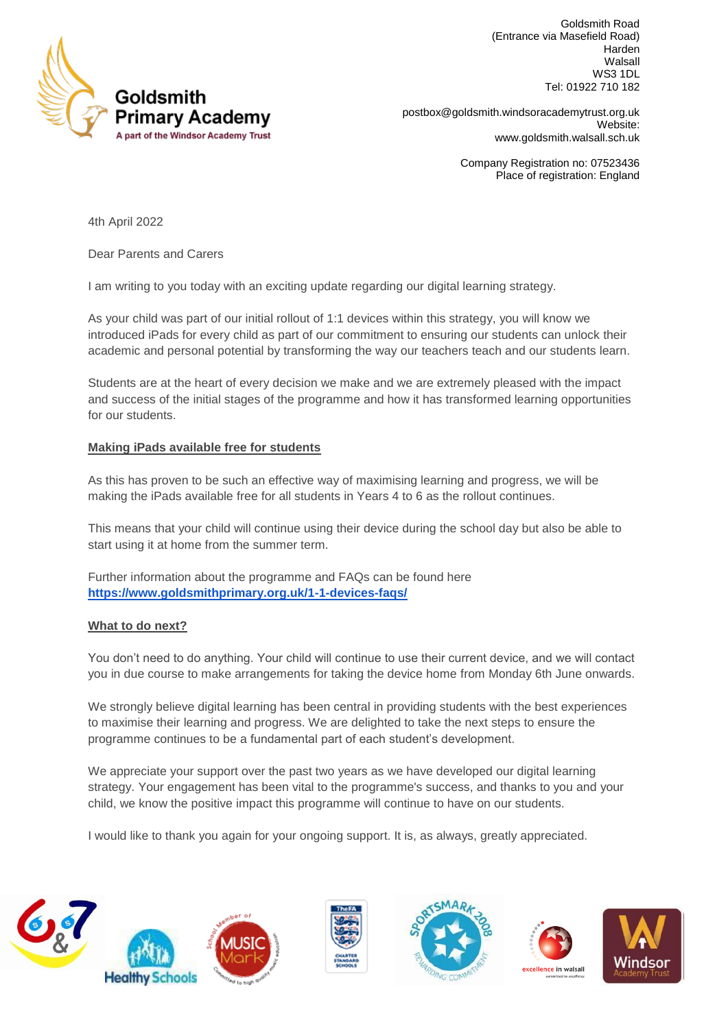**Goldsmith Primary Academy**
A part of the Windsor Academy Trust

Goldsmith Road
(Entrance via Masefield Road)
Harden
Walsall
WS3 1DL
Tel: 01922 710 182

postbox@goldsmith.windsoracademytrust.org.uk
Website:
www.goldsmith.walsall.sch.uk

Company Registration no: 07523436
Place of registration: England

4th April 2022

Dear Parents and Carers

I am writing to you today with an exciting update regarding our digital learning strategy.

As your child was part of our initial rollout of 1:1 devices within this strategy, you will know we introduced iPads for every child as part of our commitment to ensuring our students can unlock their academic and personal potential by transforming the way our teachers teach and our students learn.

Students are at the heart of every decision we make and we are extremely pleased with the impact and success of the initial stages of the programme and how it has transformed learning opportunities for our students.

**Making iPads available free for students**

As this has proven to be such an effective way of maximising learning and progress, we will be making the iPads available free for all students in Years 4 to 6 as the rollout continues.

This means that your child will continue using their device during the school day but also be able to start using it at home from the summer term.

Further information about the programme and FAQs can be found here
**https://www.goldsmithprimary.org.uk/1-1-devices-faqs/**

**What to do next?**

You don't need to do anything. Your child will continue to use their current device, and we will contact you in due course to make arrangements for taking the device home from Monday 6th June onwards.

We strongly believe digital learning has been central in providing students with the best experiences to maximise their learning and progress. We are delighted to take the next steps to ensure the programme continues to be a fundamental part of each student's development.

We appreciate your support over the past two years as we have developed our digital learning strategy. Your engagement has been vital to the programme's success, and thanks to you and your child, we know the positive impact this programme will continue to have on our students.

I would like to thank you again for your ongoing support. It is, as always, greatly appreciated.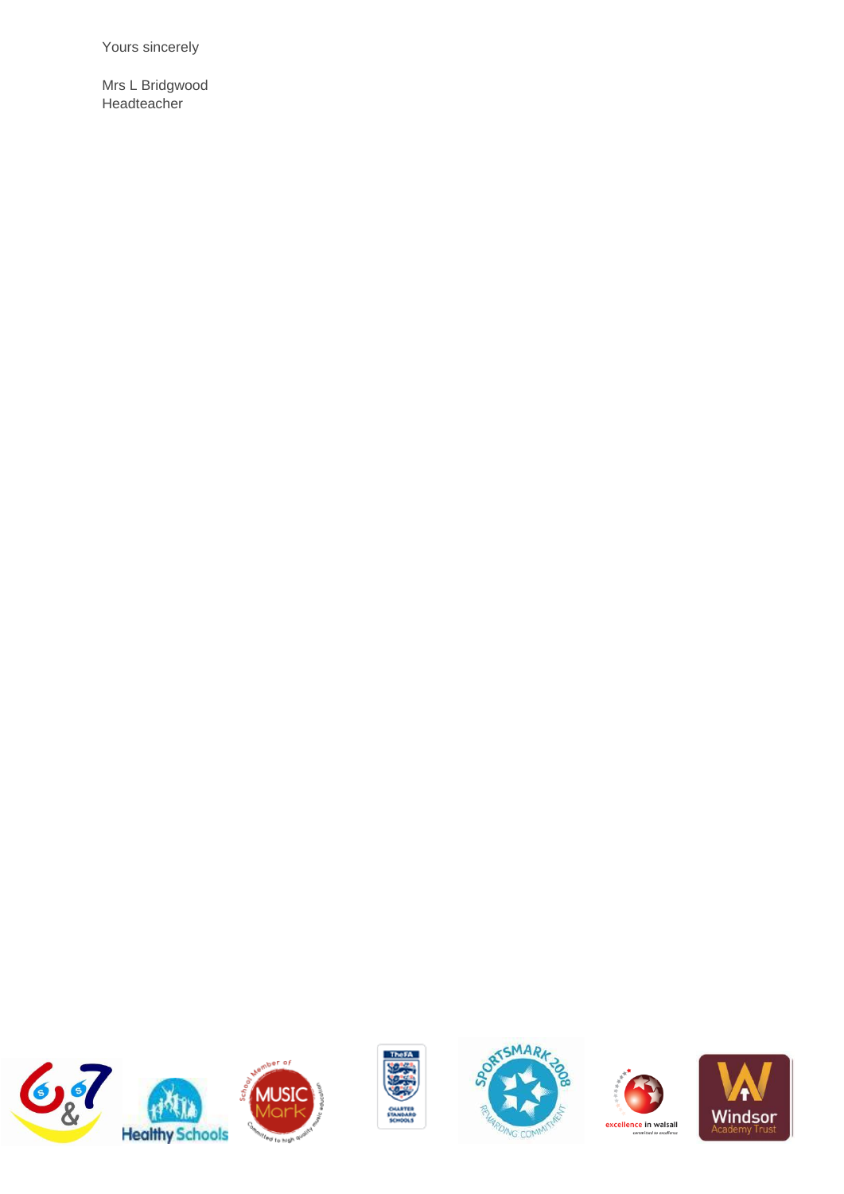Yours sincerely

Mrs L Bridgwood
Headteacher